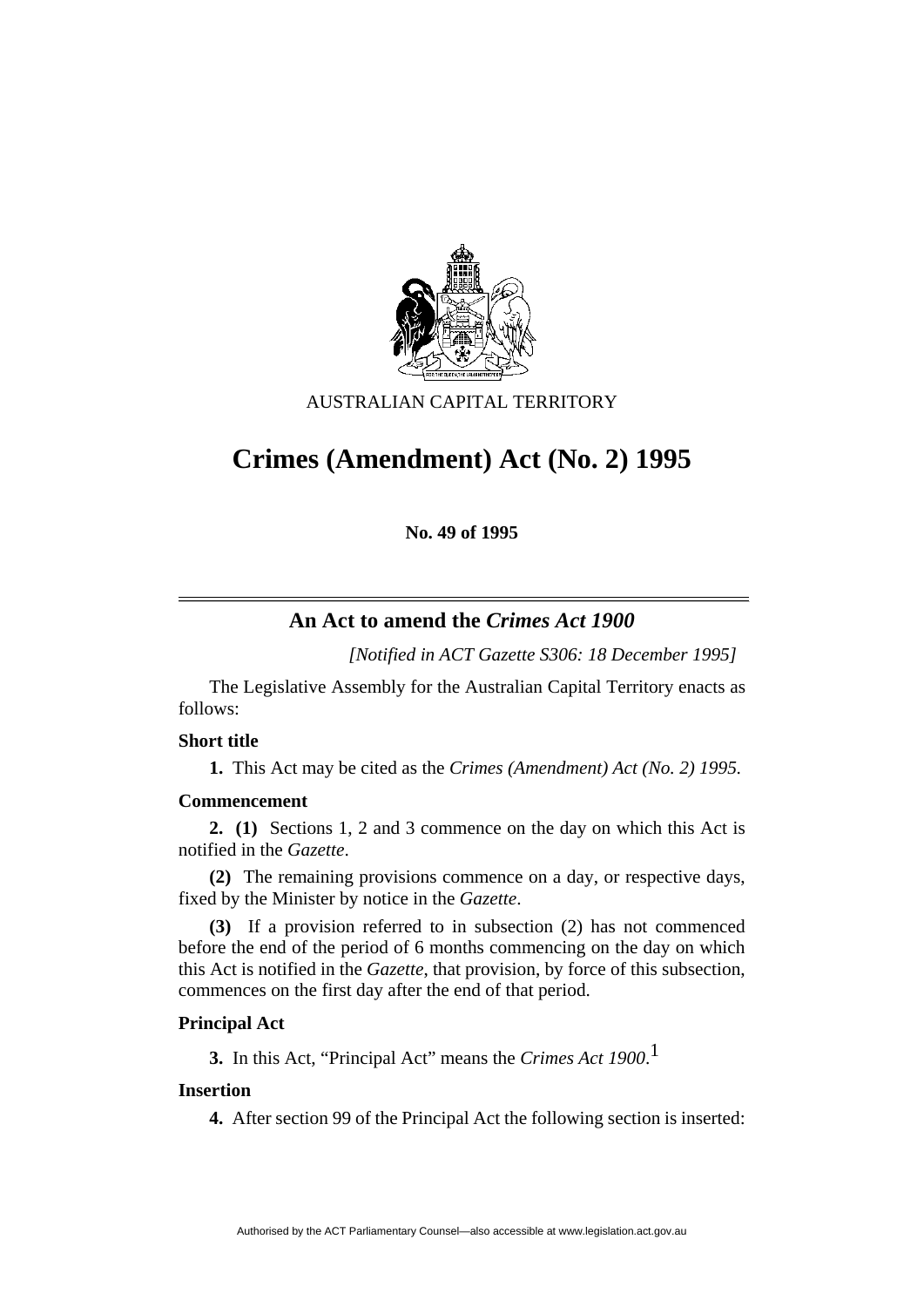AUSTRALIAN CAPITAL TERRITORY

# Crimes (Amendment) Act (No. 2) 1995

**No. 49 of 1995**

## An Act to amend the *Crimes Act 1900*

*[Notified in ACT Gazette S306: 18 December 1995]*

The Legislative Assembly for the Australian Capital Territory enacts as follows:

### Short title

**1.** This Act may be cited as the *Crimes (Amendment) Act (No. 2) 1995*.

### Commencement

**2. (1)** Sections 1, 2 and 3 commence on the day on which this Act is notified in the *Gazette*.

**(2)** The remaining provisions commence on a day, or respective days, fixed by the Minister by notice in the *Gazette*.

**(3)** If a provision referred to in subsection (2) has not commenced before the end of the period of 6 months commencing on the day on which this Act is notified in the *Gazette*, that provision, by force of this subsection, commences on the first day after the end of that period.

### Principal Act

**3.** In this Act, "Principal Act" means the *Crimes Act 1900*.[1]

### Insertion

**4.** After section 99 of the Principal Act the following section is inserted: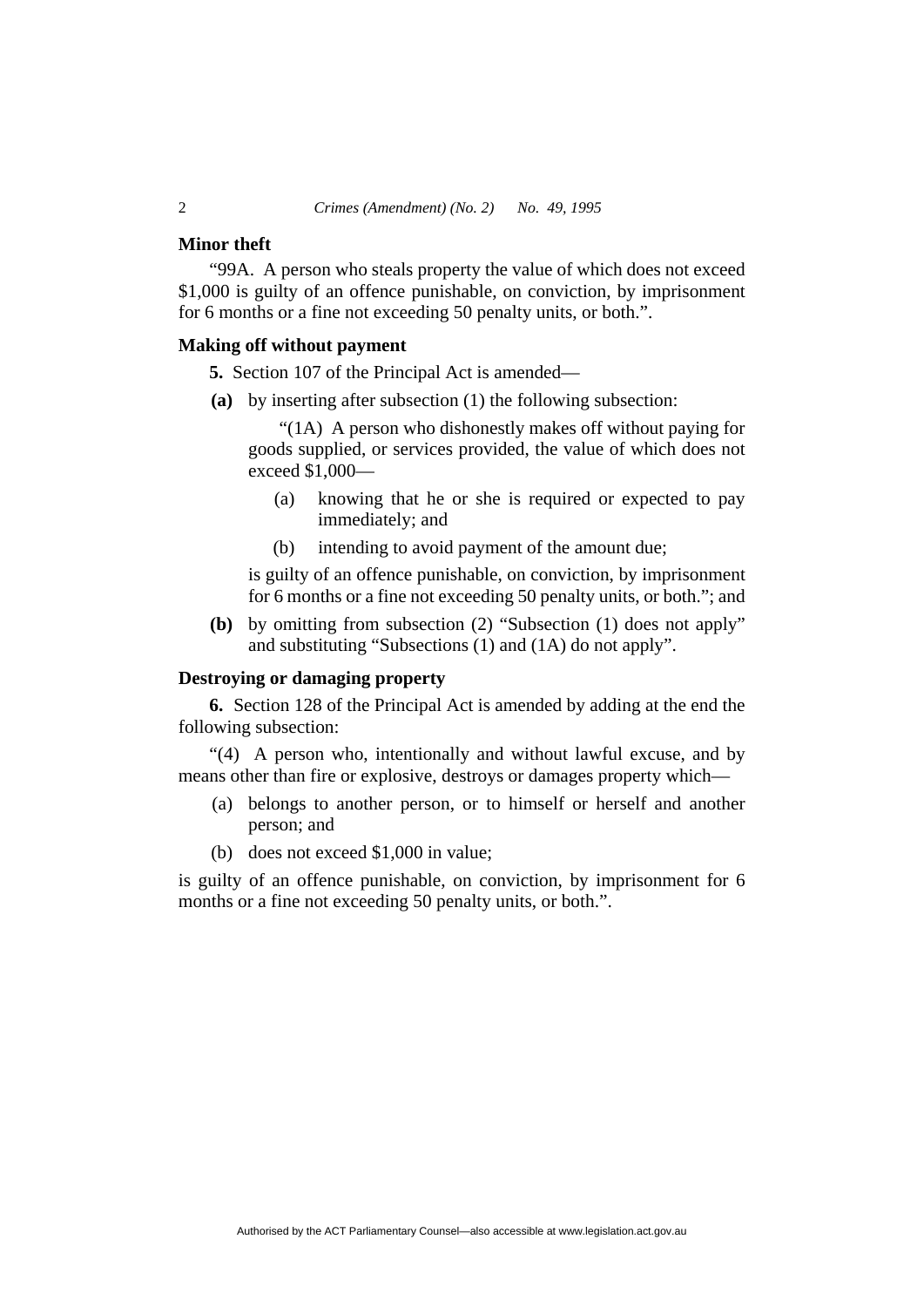**Minor theft**

"99A. A person who steals property the value of which does not exceed $1,000 is guilty of an offence punishable, on conviction, by imprisonment for 6 months or a fine not exceeding 50 penalty units, or both.".

**Making off without payment**

**5.** Section 107 of the Principal Act is amended—

**(a)** by inserting after subsection (1) the following subsection:

"(1A) A person who dishonestly makes off without paying for goods supplied, or services provided, the value of which does not exceed $1,000—

(a) knowing that he or she is required or expected to pay immediately; and

(b) intending to avoid payment of the amount due;

is guilty of an offence punishable, on conviction, by imprisonment for 6 months or a fine not exceeding 50 penalty units, or both."; and

**(b)** by omitting from subsection (2) "Subsection (1) does not apply" and substituting "Subsections (1) and (1A) do not apply".

**Destroying or damaging property**

**6.** Section 128 of the Principal Act is amended by adding at the end the following subsection:

"(4) A person who, intentionally and without lawful excuse, and by means other than fire or explosive, destroys or damages property which—

(a) belongs to another person, or to himself or herself and another person; and

(b) does not exceed $1,000 in value;

is guilty of an offence punishable, on conviction, by imprisonment for 6 months or a fine not exceeding 50 penalty units, or both.".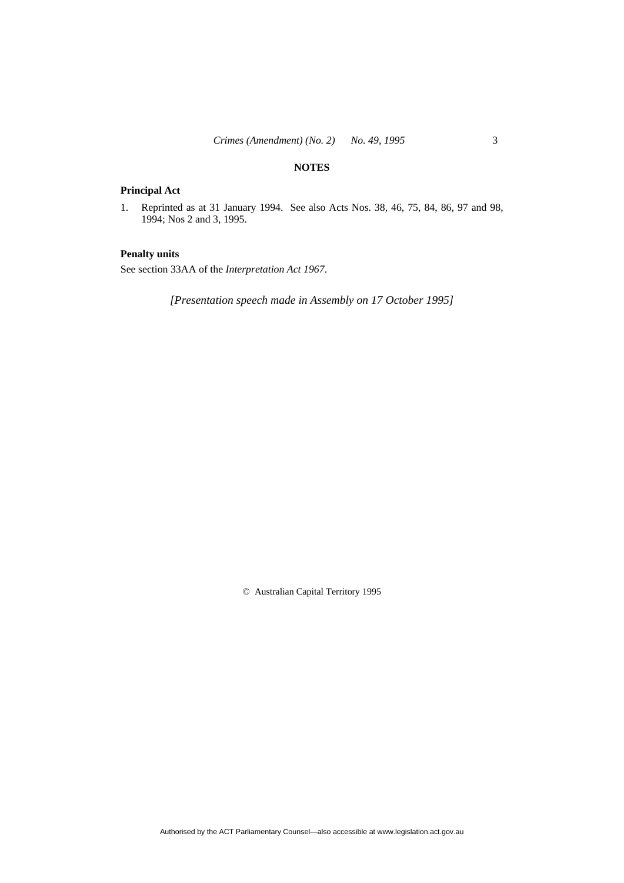## NOTES

### Principal Act

1. Reprinted as at 31 January 1994. See also Acts Nos. 38, 46, 75, 84, 86, 97 and 98, 1994; Nos 2 and 3, 1995.

### Penalty units

See section 33AA of the *Interpretation Act 1967*.

*[Presentation speech made in Assembly on 17 October 1995]*

© Australian Capital Territory 1995